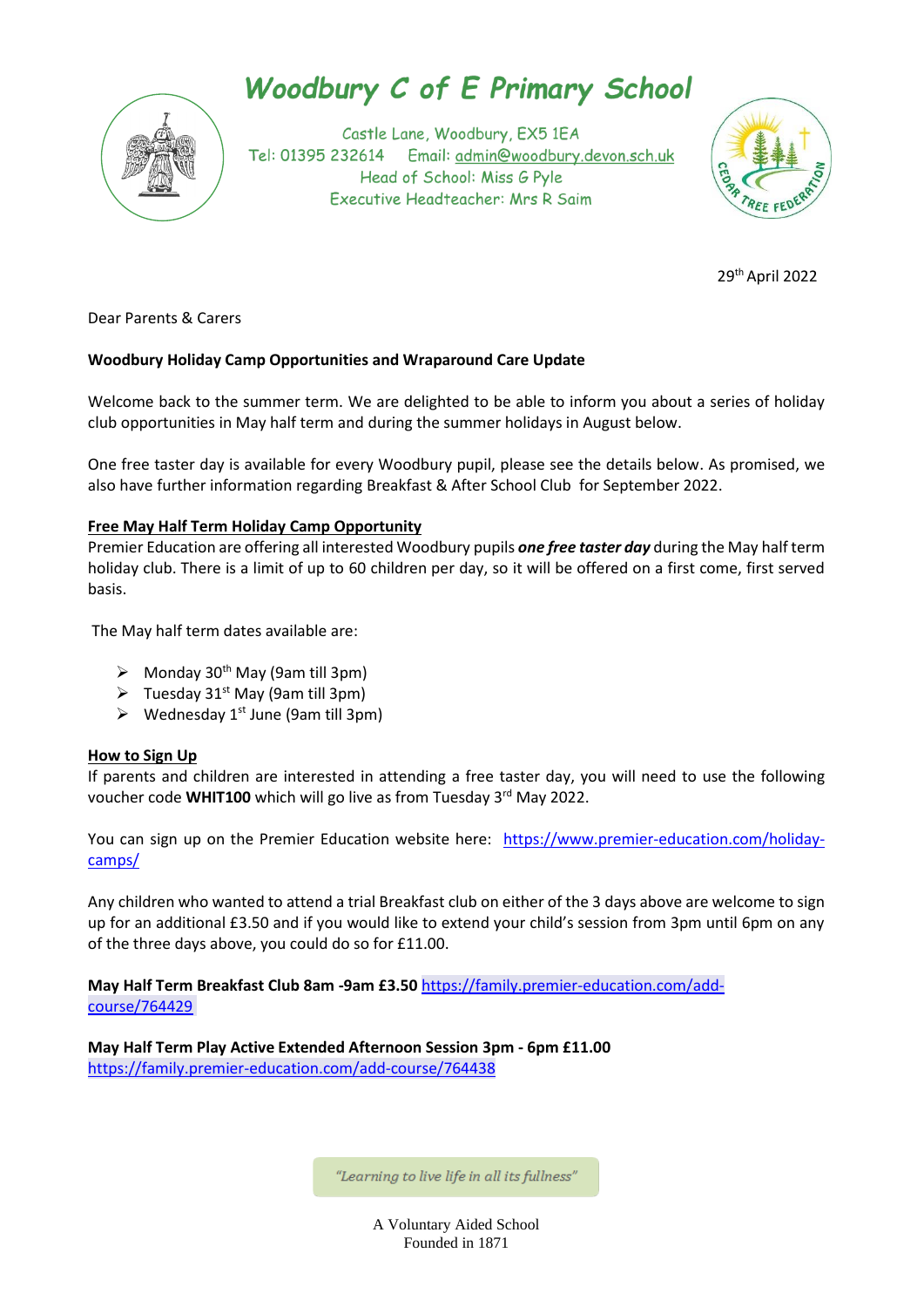# Woodbury C of E Primary School

Castle Lane, Woodbury, EX5 1EA
Tel: 01395 232614 Email: admin@woodbury.devon.sch.uk
Head of School: Miss G Pyle
Executive Headteacher: Mrs R Saim

29th April 2022

Dear Parents & Carers

**Woodbury Holiday Camp Opportunities and Wraparound Care Update**

Welcome back to the summer term. We are delighted to be able to inform you about a series of holiday club opportunities in May half term and during the summer holidays in August below.

One free taster day is available for every Woodbury pupil, please see the details below. As promised, we also have further information regarding Breakfast & After School Club for September 2022.

**Free May Half Term Holiday Camp Opportunity**

Premier Education are offering all interested Woodbury pupils ***one free taster day*** during the May half term holiday club. There is a limit of up to 60 children per day, so it will be offered on a first come, first served basis.

The May half term dates available are:

- Monday 30th May (9am till 3pm)
- Tuesday 31st May (9am till 3pm)
- Wednesday 1st June (9am till 3pm)

**How to Sign Up**

If parents and children are interested in attending a free taster day, you will need to use the following voucher code **WHIT100** which will go live as from Tuesday 3rd May 2022.

You can sign up on the Premier Education website here: https://www.premier-education.com/holiday-camps/

Any children who wanted to attend a trial Breakfast club on either of the 3 days above are welcome to sign up for an additional £3.50 and if you would like to extend your child's session from 3pm until 6pm on any of the three days above, you could do so for £11.00.

**May Half Term Breakfast Club 8am -9am £3.50** https://family.premier-education.com/add-course/764429

**May Half Term Play Active Extended Afternoon Session 3pm - 6pm £11.00**
https://family.premier-education.com/add-course/764438

"Learning to live life in all its fullness"

A Voluntary Aided School
Founded in 1871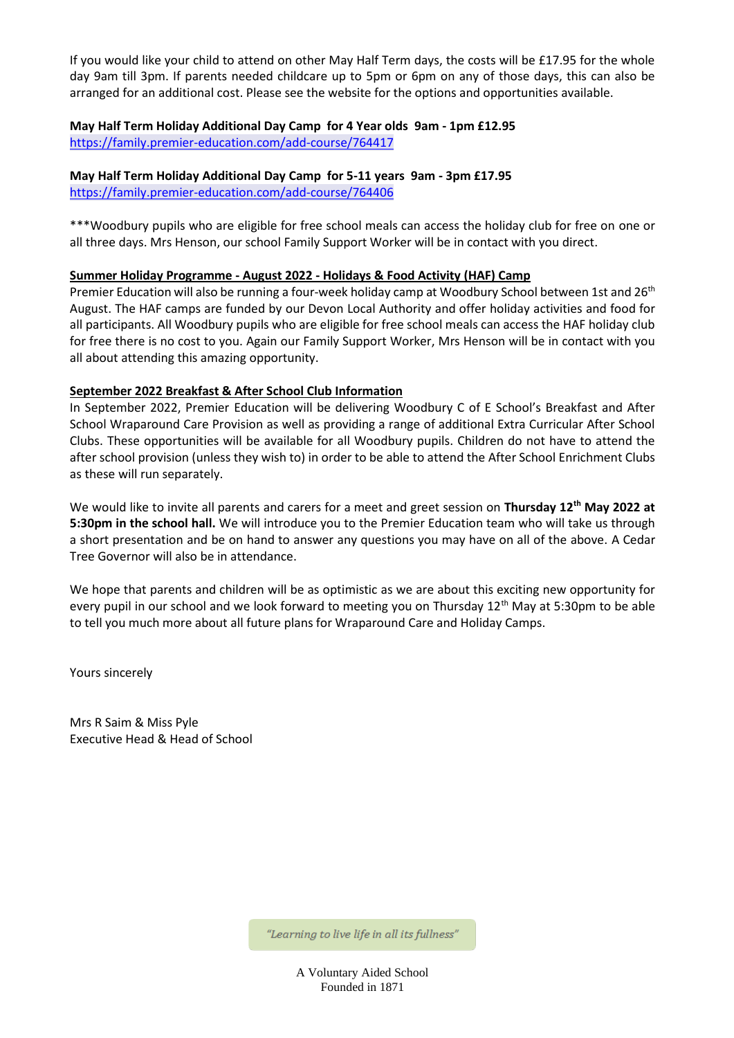If you would like your child to attend on other May Half Term days, the costs will be £17.95 for the whole day 9am till 3pm. If parents needed childcare up to 5pm or 6pm on any of those days, this can also be arranged for an additional cost. Please see the website for the options and opportunities available.

**May Half Term Holiday Additional Day Camp for 4 Year olds 9am - 1pm £12.95**
https://family.premier-education.com/add-course/764417

**May Half Term Holiday Additional Day Camp for 5-11 years 9am - 3pm £17.95**
https://family.premier-education.com/add-course/764406

***Woodbury pupils who are eligible for free school meals can access the holiday club for free on one or all three days. Mrs Henson, our school Family Support Worker will be in contact with you direct.

**Summer Holiday Programme - August 2022 - Holidays & Food Activity (HAF) Camp**

Premier Education will also be running a four-week holiday camp at Woodbury School between 1st and 26th August. The HAF camps are funded by our Devon Local Authority and offer holiday activities and food for all participants. All Woodbury pupils who are eligible for free school meals can access the HAF holiday club for free there is no cost to you. Again our Family Support Worker, Mrs Henson will be in contact with you all about attending this amazing opportunity.

**September 2022 Breakfast & After School Club Information**

In September 2022, Premier Education will be delivering Woodbury C of E School's Breakfast and After School Wraparound Care Provision as well as providing a range of additional Extra Curricular After School Clubs. These opportunities will be available for all Woodbury pupils. Children do not have to attend the after school provision (unless they wish to) in order to be able to attend the After School Enrichment Clubs as these will run separately.

We would like to invite all parents and carers for a meet and greet session on **Thursday 12th May 2022 at 5:30pm in the school hall.** We will introduce you to the Premier Education team who will take us through a short presentation and be on hand to answer any questions you may have on all of the above. A Cedar Tree Governor will also be in attendance.

We hope that parents and children will be as optimistic as we are about this exciting new opportunity for every pupil in our school and we look forward to meeting you on Thursday 12th May at 5:30pm to be able to tell you much more about all future plans for Wraparound Care and Holiday Camps.

Yours sincerely

Mrs R Saim & Miss Pyle
Executive Head & Head of School

*"Learning to live life in all its fullness"*

A Voluntary Aided School
Founded in 1871